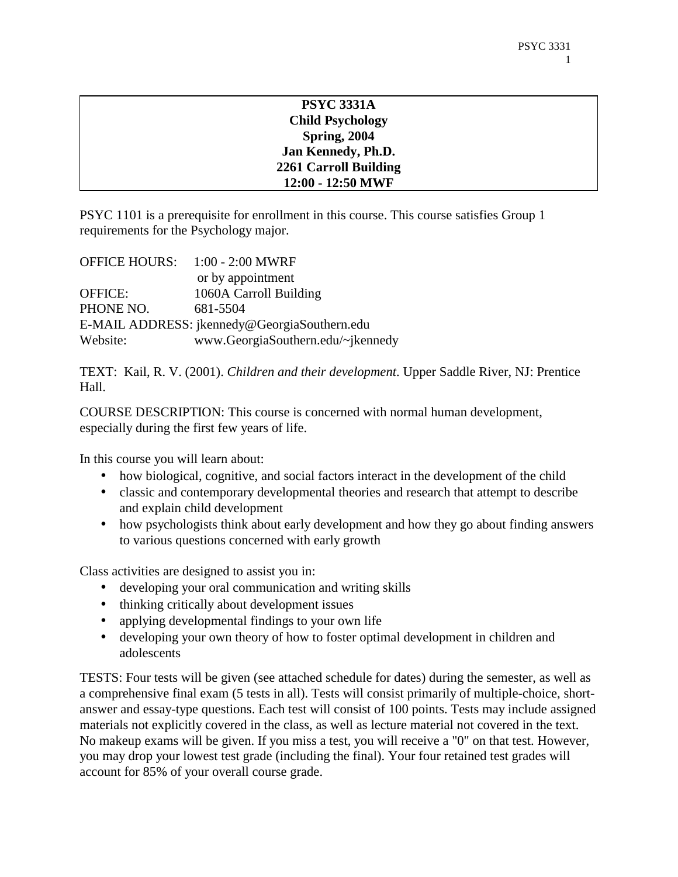**PSYC 3331A**
**Child Psychology**
**Spring, 2004**
**Jan Kennedy, Ph.D.**
**2261 Carroll Building**
**12:00 - 12:50 MWF**

PSYC 1101 is a prerequisite for enrollment in this course. This course satisfies Group 1 requirements for the Psychology major.

OFFICE HOURS: 1:00 - 2:00 MWRF
or by appointment
OFFICE: 1060A Carroll Building
PHONE NO. 681-5504
E-MAIL ADDRESS: jkennedy@GeorgiaSouthern.edu
Website: www.GeorgiaSouthern.edu/~jkennedy

TEXT: Kail, R. V. (2001). *Children and their development*. Upper Saddle River, NJ: Prentice Hall.

COURSE DESCRIPTION: This course is concerned with normal human development, especially during the first few years of life.

In this course you will learn about:

- how biological, cognitive, and social factors interact in the development of the child
- classic and contemporary developmental theories and research that attempt to describe and explain child development
- how psychologists think about early development and how they go about finding answers to various questions concerned with early growth

Class activities are designed to assist you in:

- developing your oral communication and writing skills
- thinking critically about development issues
- applying developmental findings to your own life
- developing your own theory of how to foster optimal development in children and adolescents

TESTS: Four tests will be given (see attached schedule for dates) during the semester, as well as a comprehensive final exam (5 tests in all). Tests will consist primarily of multiple-choice, short-answer and essay-type questions. Each test will consist of 100 points. Tests may include assigned materials not explicitly covered in the class, as well as lecture material not covered in the text. No makeup exams will be given. If you miss a test, you will receive a "0" on that test. However, you may drop your lowest test grade (including the final). Your four retained test grades will account for 85% of your overall course grade.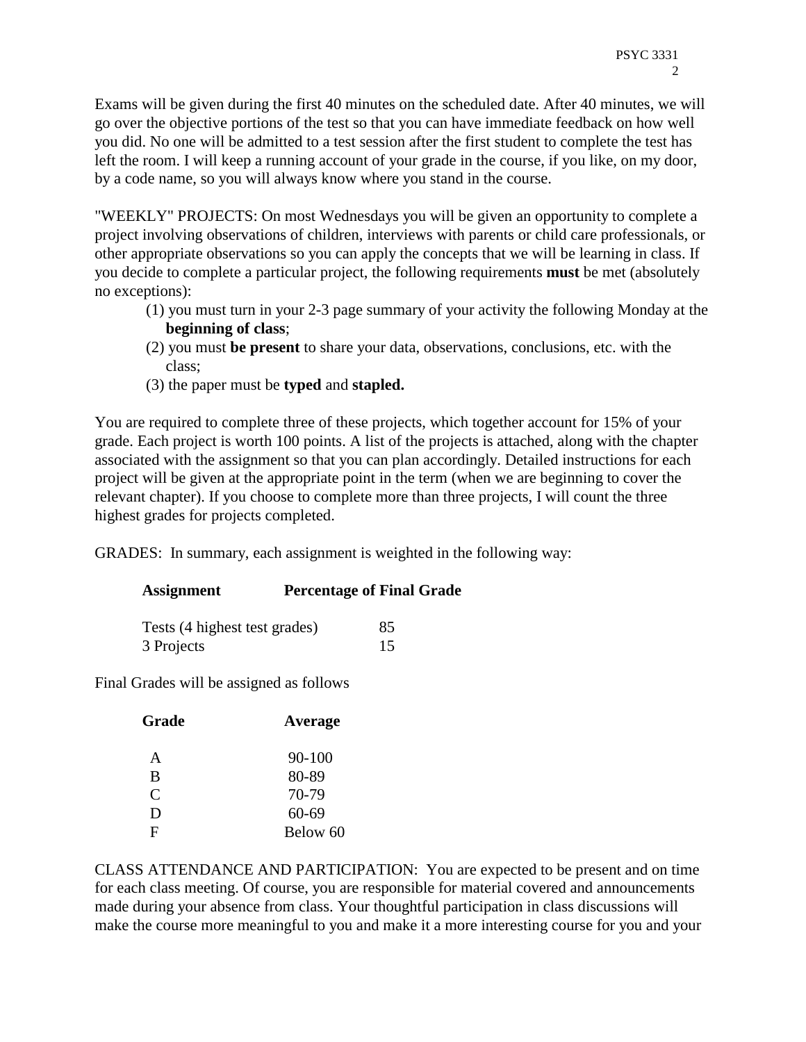Exams will be given during the first 40 minutes on the scheduled date. After 40 minutes, we will go over the objective portions of the test so that you can have immediate feedback on how well you did. No one will be admitted to a test session after the first student to complete the test has left the room. I will keep a running account of your grade in the course, if you like, on my door, by a code name, so you will always know where you stand in the course.

"WEEKLY" PROJECTS: On most Wednesdays you will be given an opportunity to complete a project involving observations of children, interviews with parents or child care professionals, or other appropriate observations so you can apply the concepts that we will be learning in class. If you decide to complete a particular project, the following requirements **must** be met (absolutely no exceptions):

(1) you must turn in your 2-3 page summary of your activity the following Monday at the **beginning of class**;
(2) you must **be present** to share your data, observations, conclusions, etc. with the class;
(3) the paper must be **typed** and **stapled.**

You are required to complete three of these projects, which together account for 15% of your grade. Each project is worth 100 points. A list of the projects is attached, along with the chapter associated with the assignment so that you can plan accordingly. Detailed instructions for each project will be given at the appropriate point in the term (when we are beginning to cover the relevant chapter). If you choose to complete more than three projects, I will count the three highest grades for projects completed.

GRADES: In summary, each assignment is weighted in the following way:

| **Assignment** | **Percentage of Final Grade** |
|---|---|
| Tests (4 highest test grades) | 85 |
| 3 Projects | 15 |

Final Grades will be assigned as follows

| **Grade** | **Average** |
|---|---|
| A | 90-100 |
| B | 80-89 |
| C | 70-79 |
| D | 60-69 |
| F | Below 60 |

CLASS ATTENDANCE AND PARTICIPATION: You are expected to be present and on time for each class meeting. Of course, you are responsible for material covered and announcements made during your absence from class. Your thoughtful participation in class discussions will make the course more meaningful to you and make it a more interesting course for you and your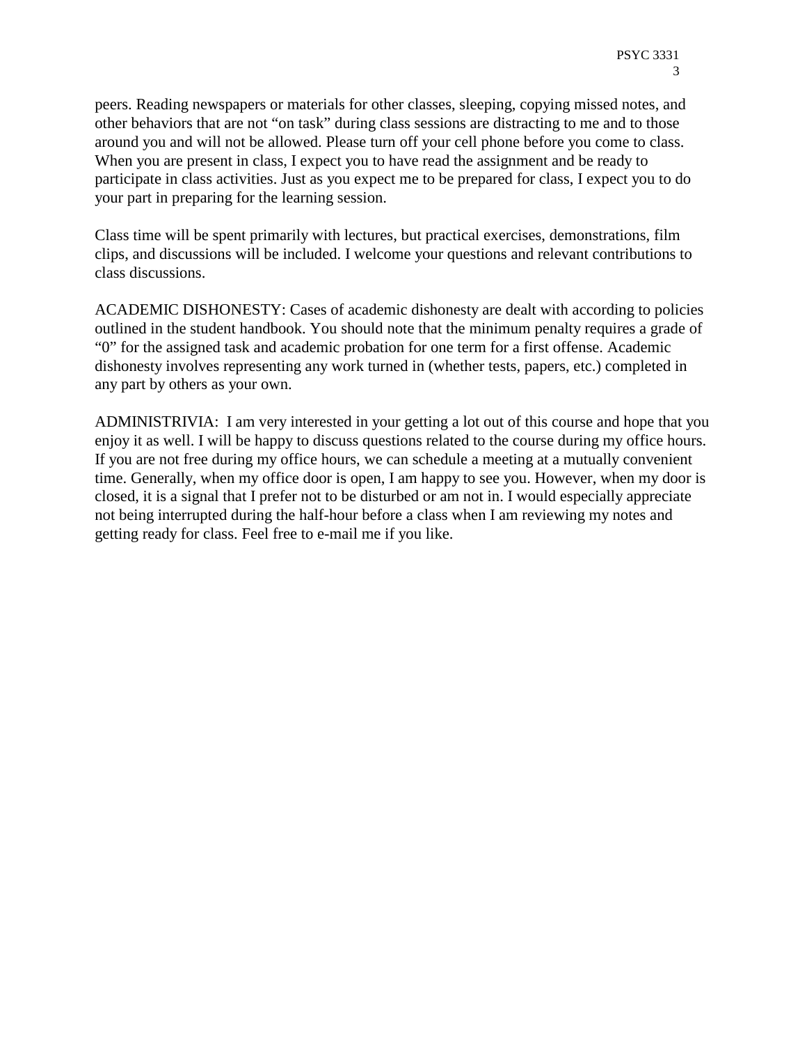peers. Reading newspapers or materials for other classes, sleeping, copying missed notes, and other behaviors that are not "on task" during class sessions are distracting to me and to those around you and will not be allowed. Please turn off your cell phone before you come to class. When you are present in class, I expect you to have read the assignment and be ready to participate in class activities. Just as you expect me to be prepared for class, I expect you to do your part in preparing for the learning session.

Class time will be spent primarily with lectures, but practical exercises, demonstrations, film clips, and discussions will be included. I welcome your questions and relevant contributions to class discussions.

ACADEMIC DISHONESTY: Cases of academic dishonesty are dealt with according to policies outlined in the student handbook. You should note that the minimum penalty requires a grade of "0" for the assigned task and academic probation for one term for a first offense. Academic dishonesty involves representing any work turned in (whether tests, papers, etc.) completed in any part by others as your own.

ADMINISTRIVIA: I am very interested in your getting a lot out of this course and hope that you enjoy it as well. I will be happy to discuss questions related to the course during my office hours. If you are not free during my office hours, we can schedule a meeting at a mutually convenient time. Generally, when my office door is open, I am happy to see you. However, when my door is closed, it is a signal that I prefer not to be disturbed or am not in. I would especially appreciate not being interrupted during the half-hour before a class when I am reviewing my notes and getting ready for class. Feel free to e-mail me if you like.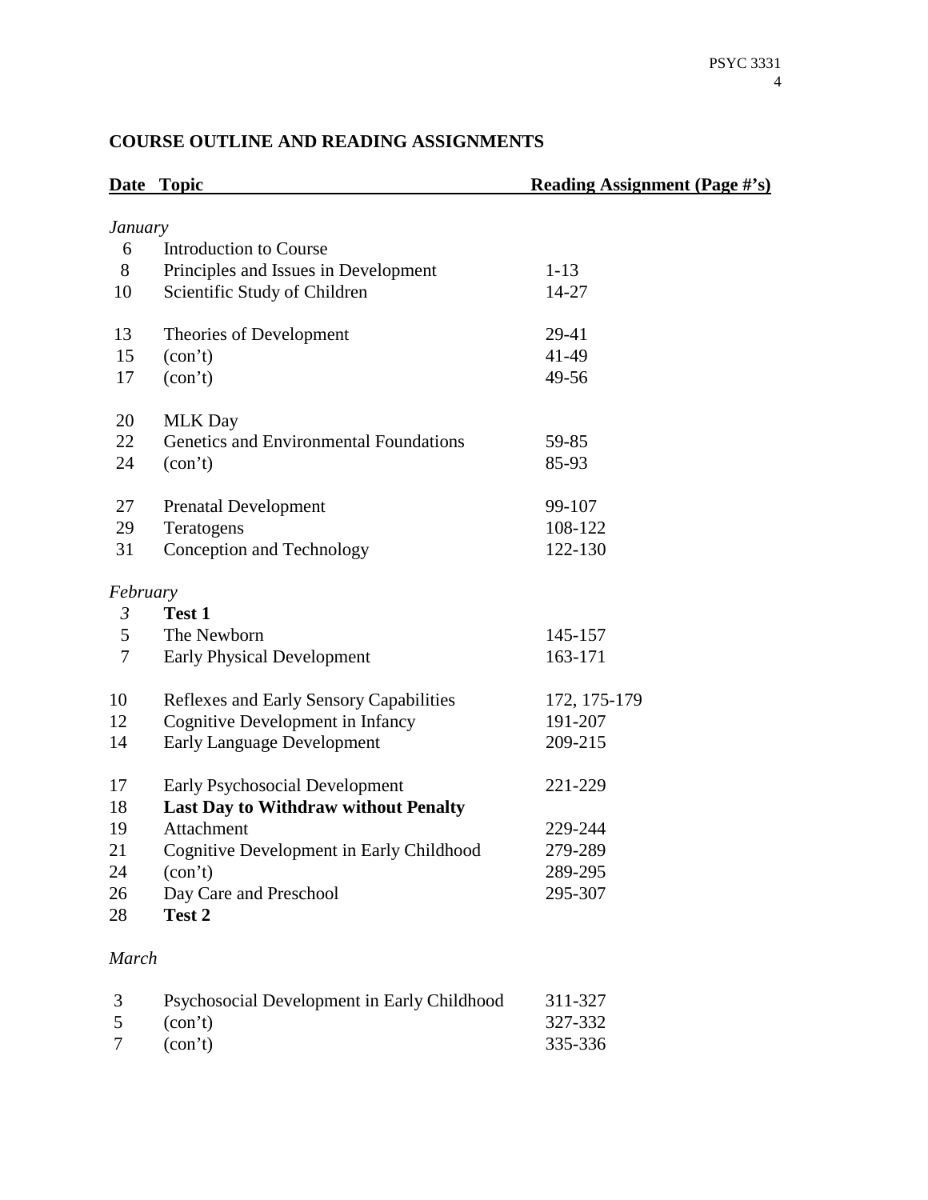## COURSE OUTLINE AND READING ASSIGNMENTS

| Date | Topic | Reading Assignment (Page #'s) |
|---|---|---|
| *January* | | |
| 6 | Introduction to Course | |
| 8 | Principles and Issues in Development | 1-13 |
| 10 | Scientific Study of Children | 14-27 |
| 13 | Theories of Development | 29-41 |
| 15 | (con't) | 41-49 |
| 17 | (con't) | 49-56 |
| 20 | MLK Day | |
| 22 | Genetics and Environmental Foundations | 59-85 |
| 24 | (con't) | 85-93 |
| 27 | Prenatal Development | 99-107 |
| 29 | Teratogens | 108-122 |
| 31 | Conception and Technology | 122-130 |
| *February* | | |
| *3* | **Test 1** | |
| 5 | The Newborn | 145-157 |
| 7 | Early Physical Development | 163-171 |
| 10 | Reflexes and Early Sensory Capabilities | 172, 175-179 |
| 12 | Cognitive Development in Infancy | 191-207 |
| 14 | Early Language Development | 209-215 |
| 17 | Early Psychosocial Development | 221-229 |
| 18 | **Last Day to Withdraw without Penalty** | |
| 19 | Attachment | 229-244 |
| 21 | Cognitive Development in Early Childhood | 279-289 |
| 24 | (con't) | 289-295 |
| 26 | Day Care and Preschool | 295-307 |
| 28 | **Test 2** | |
| *March* | | |
| 3 | Psychosocial Development in Early Childhood | 311-327 |
| 5 | (con't) | 327-332 |
| 7 | (con't) | 335-336 |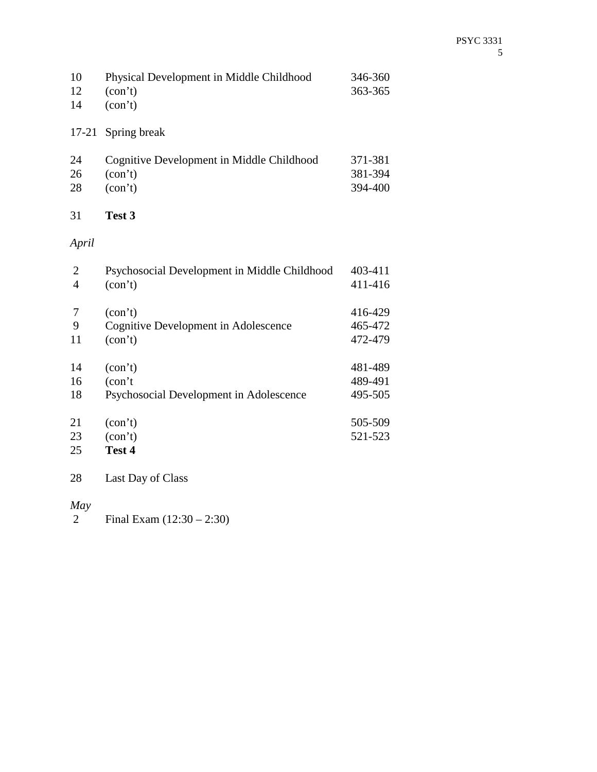| | | |
|---|---|---|
| 10 | Physical Development in Middle Childhood | 346-360 |
| 12 | (con't) | 363-365 |
| 14 | (con't) | |
| | | |
| 17-21 | Spring break | |
| | | |
| 24 | Cognitive Development in Middle Childhood | 371-381 |
| 26 | (con't) | 381-394 |
| 28 | (con't) | 394-400 |
| | | |
| 31 | **Test 3** | |

*April*

| | | |
|---|---|---|
| 2 | Psychosocial Development in Middle Childhood | 403-411 |
| 4 | (con't) | 411-416 |
| | | |
| 7 | (con't) | 416-429 |
| 9 | Cognitive Development in Adolescence | 465-472 |
| 11 | (con't) | 472-479 |
| | | |
| 14 | (con't) | 481-489 |
| 16 | (con't | 489-491 |
| 18 | Psychosocial Development in Adolescence | 495-505 |
| | | |
| 21 | (con't) | 505-509 |
| 23 | (con't) | 521-523 |
| 25 | **Test 4** | |
| | | |
| 28 | Last Day of Class | |

*May*

| | |
|---|---|
| 2 | Final Exam (12:30 – 2:30) |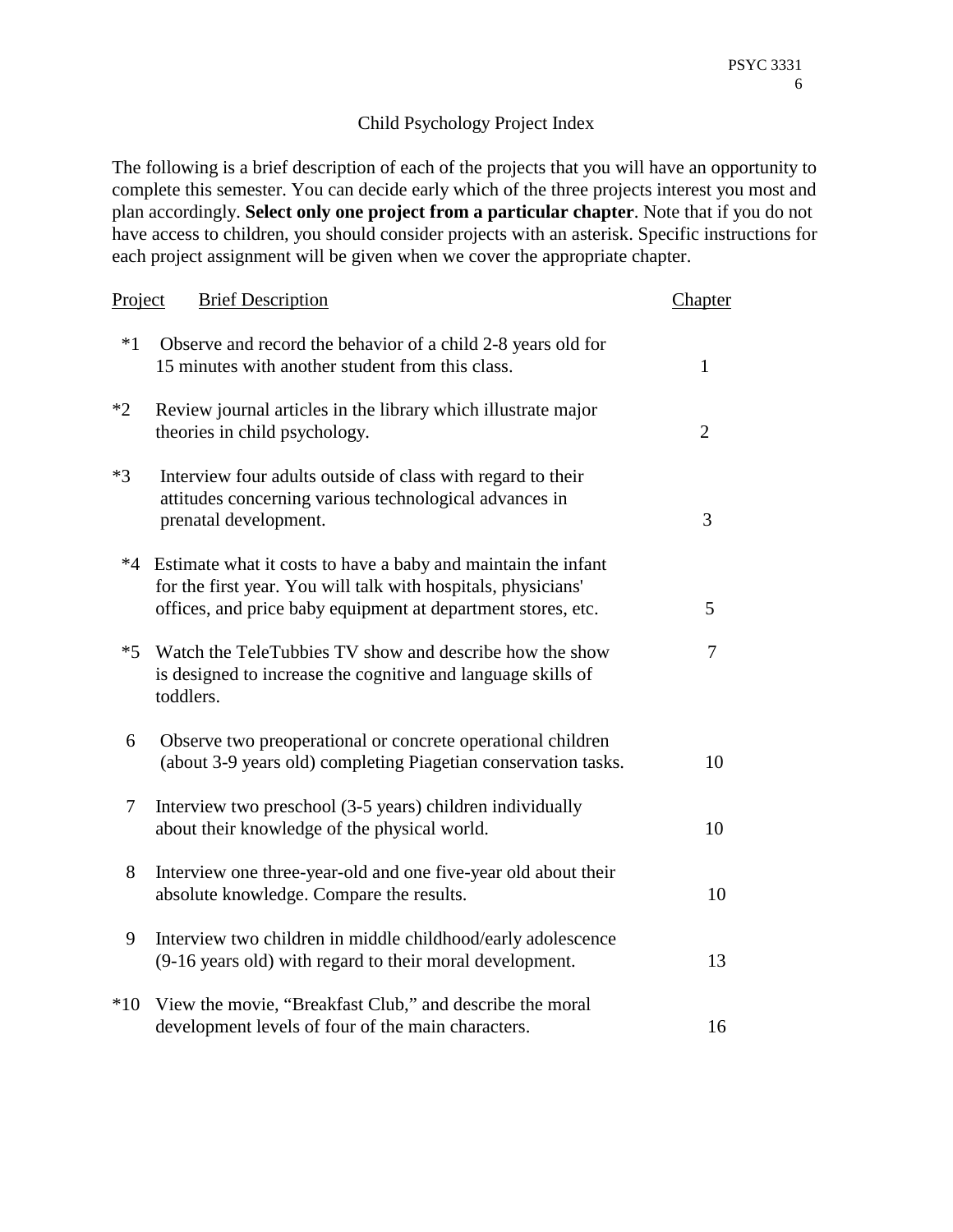# Child Psychology Project Index

The following is a brief description of each of the projects that you will have an opportunity to complete this semester. You can decide early which of the three projects interest you most and plan accordingly. **Select only one project from a particular chapter**. Note that if you do not have access to children, you should consider projects with an asterisk. Specific instructions for each project assignment will be given when we cover the appropriate chapter.

| Project | Brief Description | Chapter |
|---|---|---|
| *1 | Observe and record the behavior of a child 2-8 years old for 15 minutes with another student from this class. | 1 |
| *2 | Review journal articles in the library which illustrate major theories in child psychology. | 2 |
| *3 | Interview four adults outside of class with regard to their attitudes concerning various technological advances in prenatal development. | 3 |
| *4 | Estimate what it costs to have a baby and maintain the infant for the first year. You will talk with hospitals, physicians' offices, and price baby equipment at department stores, etc. | 5 |
| *5 | Watch the TeleTubbies TV show and describe how the show is designed to increase the cognitive and language skills of toddlers. | 7 |
| 6 | Observe two preoperational or concrete operational children (about 3-9 years old) completing Piagetian conservation tasks. | 10 |
| 7 | Interview two preschool (3-5 years) children individually about their knowledge of the physical world. | 10 |
| 8 | Interview one three-year-old and one five-year old about their absolute knowledge. Compare the results. | 10 |
| 9 | Interview two children in middle childhood/early adolescence (9-16 years old) with regard to their moral development. | 13 |
| *10 | View the movie, "Breakfast Club," and describe the moral development levels of four of the main characters. | 16 |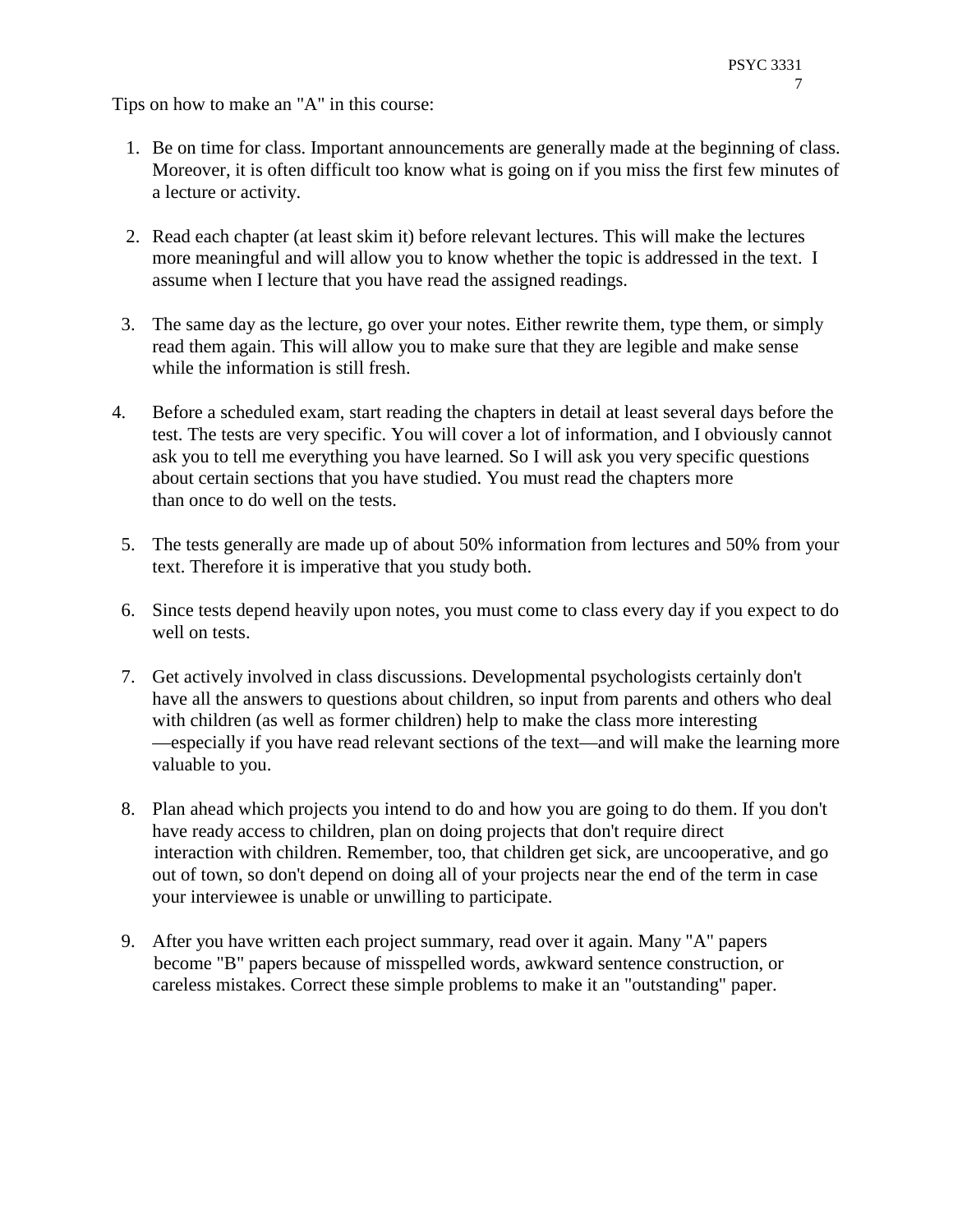Tips on how to make an "A" in this course:

1. Be on time for class. Important announcements are generally made at the beginning of class. Moreover, it is often difficult too know what is going on if you miss the first few minutes of a lecture or activity.

2. Read each chapter (at least skim it) before relevant lectures. This will make the lectures more meaningful and will allow you to know whether the topic is addressed in the text. I assume when I lecture that you have read the assigned readings.

3. The same day as the lecture, go over your notes. Either rewrite them, type them, or simply read them again. This will allow you to make sure that they are legible and make sense while the information is still fresh.

4. Before a scheduled exam, start reading the chapters in detail at least several days before the test. The tests are very specific. You will cover a lot of information, and I obviously cannot ask you to tell me everything you have learned. So I will ask you very specific questions about certain sections that you have studied. You must read the chapters more than once to do well on the tests.

5. The tests generally are made up of about 50% information from lectures and 50% from your text. Therefore it is imperative that you study both.

6. Since tests depend heavily upon notes, you must come to class every day if you expect to do well on tests.

7. Get actively involved in class discussions. Developmental psychologists certainly don't have all the answers to questions about children, so input from parents and others who deal with children (as well as former children) help to make the class more interesting —especially if you have read relevant sections of the text—and will make the learning more valuable to you.

8. Plan ahead which projects you intend to do and how you are going to do them. If you don't have ready access to children, plan on doing projects that don't require direct interaction with children. Remember, too, that children get sick, are uncooperative, and go out of town, so don't depend on doing all of your projects near the end of the term in case your interviewee is unable or unwilling to participate.

9. After you have written each project summary, read over it again. Many "A" papers become "B" papers because of misspelled words, awkward sentence construction, or careless mistakes. Correct these simple problems to make it an "outstanding" paper.